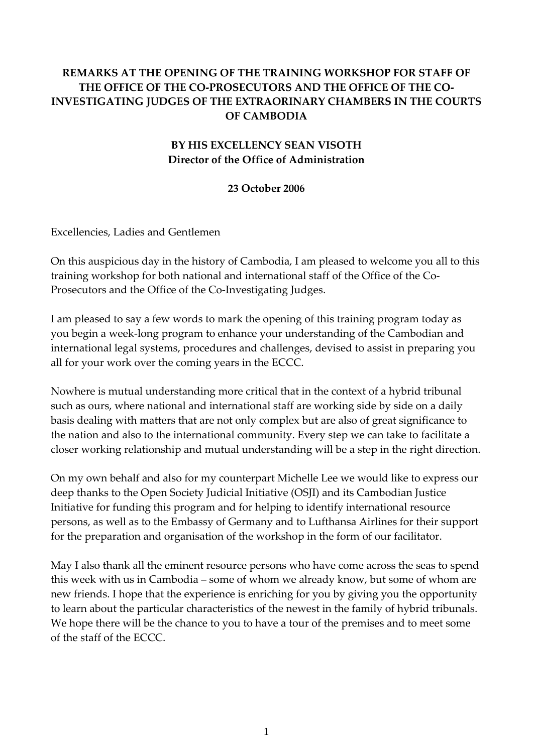**REMARKS AT THE OPENING OF THE TRAINING WORKSHOP FOR STAFF OF THE OFFICE OF THE CO-PROSECUTORS AND THE OFFICE OF THE CO-INVESTIGATING JUDGES OF THE EXTRAORINARY CHAMBERS IN THE COURTS OF CAMBODIA**

**BY HIS EXCELLENCY SEAN VISOTH**
**Director of the Office of Administration**

**23 October 2006**

Excellencies, Ladies and Gentlemen

On this auspicious day in the history of Cambodia, I am pleased to welcome you all to this training workshop for both national and international staff of the Office of the Co-Prosecutors and the Office of the Co-Investigating Judges.

I am pleased to say a few words to mark the opening of this training program today as you begin a week-long program to enhance your understanding of the Cambodian and international legal systems, procedures and challenges, devised to assist in preparing you all for your work over the coming years in the ECCC.

Nowhere is mutual understanding more critical that in the context of a hybrid tribunal such as ours, where national and international staff are working side by side on a daily basis dealing with matters that are not only complex but are also of great significance to the nation and also to the international community. Every step we can take to facilitate a closer working relationship and mutual understanding will be a step in the right direction.

On my own behalf and also for my counterpart Michelle Lee we would like to express our deep thanks to the Open Society Judicial Initiative (OSJI) and its Cambodian Justice Initiative for funding this program and for helping to identify international resource persons, as well as to the Embassy of Germany and to Lufthansa Airlines for their support for the preparation and organisation of the workshop in the form of our facilitator.

May I also thank all the eminent resource persons who have come across the seas to spend this week with us in Cambodia – some of whom we already know, but some of whom are new friends. I hope that the experience is enriching for you by giving you the opportunity to learn about the particular characteristics of the newest in the family of hybrid tribunals. We hope there will be the chance to you to have a tour of the premises and to meet some of the staff of the ECCC.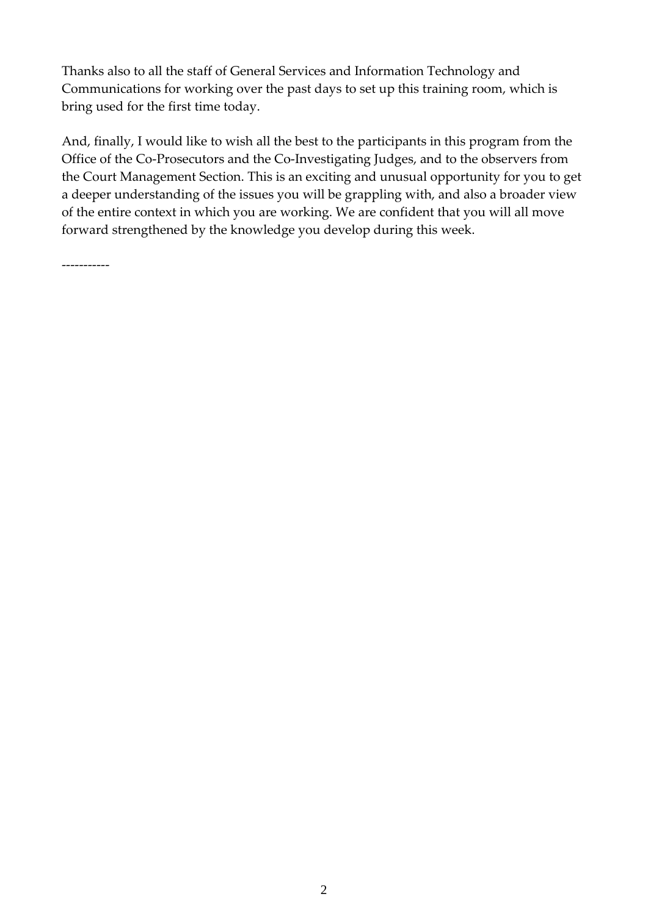Thanks also to all the staff of General Services and Information Technology and Communications for working over the past days to set up this training room, which is bring used for the first time today.

And, finally, I would like to wish all the best to the participants in this program from the Office of the Co-Prosecutors and the Co-Investigating Judges, and to the observers from the Court Management Section. This is an exciting and unusual opportunity for you to get a deeper understanding of the issues you will be grappling with, and also a broader view of the entire context in which you are working. We are confident that you will all move forward strengthened by the knowledge you develop during this week.

-----------